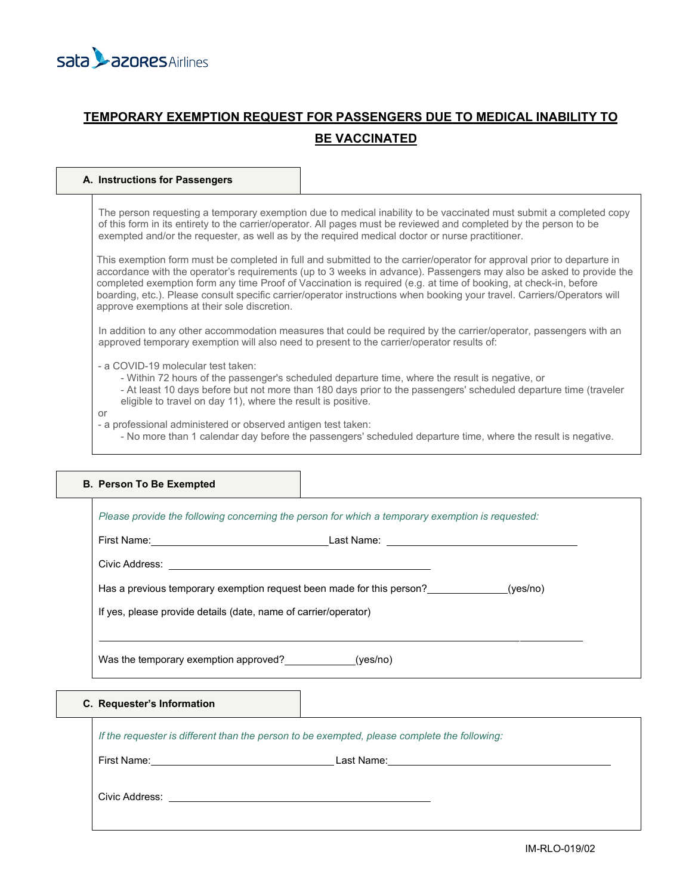sata azores Airlines

# TEMPORARY EXEMPTION REQUEST FOR PASSENGERS DUE TO MEDICAL INABILITY TO BE VACCINATED

## A. Instructions for Passengers

The person requesting a temporary exemption due to medical inability to be vaccinated must submit a completed copy of this form in its entirety to the carrier/operator. All pages must be reviewed and completed by the person to be exempted and/or the requester, as well as by the required medical doctor or nurse practitioner.

This exemption form must be completed in full and submitted to the carrier/operator for approval prior to departure in accordance with the operator's requirements (up to 3 weeks in advance). Passengers may also be asked to provide the completed exemption form any time Proof of Vaccination is required (e.g. at time of booking, at check-in, before boarding, etc.). Please consult specific carrier/operator instructions when booking your travel. Carriers/Operators will approve exemptions at their sole discretion.

In addition to any other accommodation measures that could be required by the carrier/operator, passengers with an approved temporary exemption will also need to present to the carrier/operator results of:

- a COVID-19 molecular test taken:
  - Within 72 hours of the passenger's scheduled departure time, where the result is negative, or
  - At least 10 days before but not more than 180 days prior to the passengers' scheduled departure time (traveler eligible to travel on day 11), where the result is positive.

or

- a professional administered or observed antigen test taken:
  - No more than 1 calendar day before the passengers' scheduled departure time, where the result is negative.

## B. Person To Be Exempted

*Please provide the following concerning the person for which a temporary exemption is requested:*

First Name: \_\_\_\_\_\_\_\_\_\_\_\_\_\_\_\_\_\_\_\_ Last Name: \_\_\_\_\_\_\_\_\_\_\_\_\_\_\_\_\_\_\_\_

Civic Address: \_\_\_\_\_\_\_\_\_\_\_\_\_\_\_\_\_\_\_\_\_\_\_\_\_\_\_\_\_\_

Has a previous temporary exemption request been made for this person? \_\_\_\_\_\_\_\_ (yes/no)

If yes, please provide details (date, name of carrier/operator)

\_\_\_\_\_\_\_\_\_\_\_\_\_\_\_\_\_\_\_\_\_\_\_\_\_\_\_\_\_\_\_\_\_\_\_\_\_\_\_\_\_\_\_\_\_\_\_\_\_\_

Was the temporary exemption approved? \_\_\_\_\_\_\_\_ (yes/no)

## C. Requester's Information

*If the requester is different than the person to be exempted, please complete the following:*

First Name: \_\_\_\_\_\_\_\_\_\_\_\_\_\_\_\_\_\_\_\_ Last Name: \_\_\_\_\_\_\_\_\_\_\_\_\_\_\_\_\_\_\_\_

Civic Address: \_\_\_\_\_\_\_\_\_\_\_\_\_\_\_\_\_\_\_\_\_\_\_\_\_\_\_\_\_\_

IM-RLO-019/02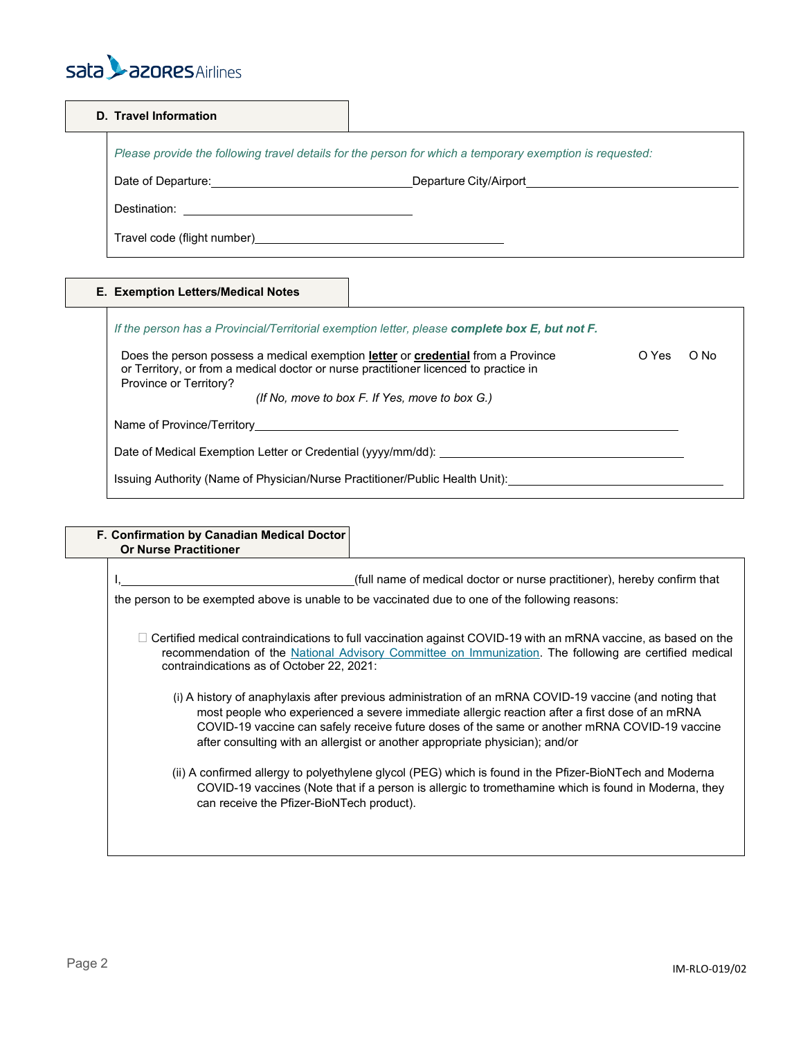## D. Travel Information

*Please provide the following travel details for the person for which a temporary exemption is requested:*

Date of Departure:\_\_\_\_\_\_\_\_\_\_\_\_\_\_\_\_\_\_\_\_\_\_\_\_\_\_\_\_\_\_ Departure City/Airport\_\_\_\_\_\_\_\_\_\_\_\_\_\_\_\_\_\_\_\_\_\_\_\_\_\_\_\_\_\_

Destination: \_\_\_\_\_\_\_\_\_\_\_\_\_\_\_\_\_\_\_\_\_\_\_\_\_\_\_\_\_\_

Travel code (flight number)\_\_\_\_\_\_\_\_\_\_\_\_\_\_\_\_\_\_\_\_\_\_\_\_\_\_\_\_\_\_\_\_\_\_\_\_

## E. Exemption Letters/Medical Notes

*If the person has a Provincial/Territorial exemption letter, please* ***complete box E, but not F.***

Does the person possess a medical exemption **letter** or **credential** from a Province or Territory, or from a medical doctor or nurse practitioner licenced to practice in Province or Territory? O Yes O No

*(If No, move to box F. If Yes, move to box G.)*

Name of Province/Territory\_\_\_\_\_\_\_\_\_\_\_\_\_\_\_\_\_\_\_\_\_\_\_\_\_\_\_\_\_\_\_\_\_\_\_\_\_\_\_\_\_\_\_\_\_\_\_\_\_\_\_\_\_\_\_\_\_\_\_\_

Date of Medical Exemption Letter or Credential (yyyy/mm/dd): \_\_\_\_\_\_\_\_\_\_\_\_\_\_\_\_\_\_\_\_\_\_\_\_\_\_\_\_\_\_\_\_\_\_\_

Issuing Authority (Name of Physician/Nurse Practitioner/Public Health Unit):\_\_\_\_\_\_\_\_\_\_\_\_\_\_\_\_\_\_\_\_\_\_\_\_\_\_\_\_\_\_

## F. Confirmation by Canadian Medical Doctor Or Nurse Practitioner

I,\_\_\_\_\_\_\_\_\_\_\_\_\_\_\_\_\_\_\_\_\_\_\_\_\_\_\_\_\_\_\_\_\_\_\_(full name of medical doctor or nurse practitioner), hereby confirm that the person to be exempted above is unable to be vaccinated due to one of the following reasons:

☐ Certified medical contraindications to full vaccination against COVID-19 with an mRNA vaccine, as based on the recommendation of the National Advisory Committee on Immunization. The following are certified medical contraindications as of October 22, 2021:

(i) A history of anaphylaxis after previous administration of an mRNA COVID-19 vaccine (and noting that most people who experienced a severe immediate allergic reaction after a first dose of an mRNA COVID-19 vaccine can safely receive future doses of the same or another mRNA COVID-19 vaccine after consulting with an allergist or another appropriate physician); and/or

(ii) A confirmed allergy to polyethylene glycol (PEG) which is found in the Pfizer-BioNTech and Moderna COVID-19 vaccines (Note that if a person is allergic to tromethamine which is found in Moderna, they can receive the Pfizer-BioNTech product).

IM-RLO-019/02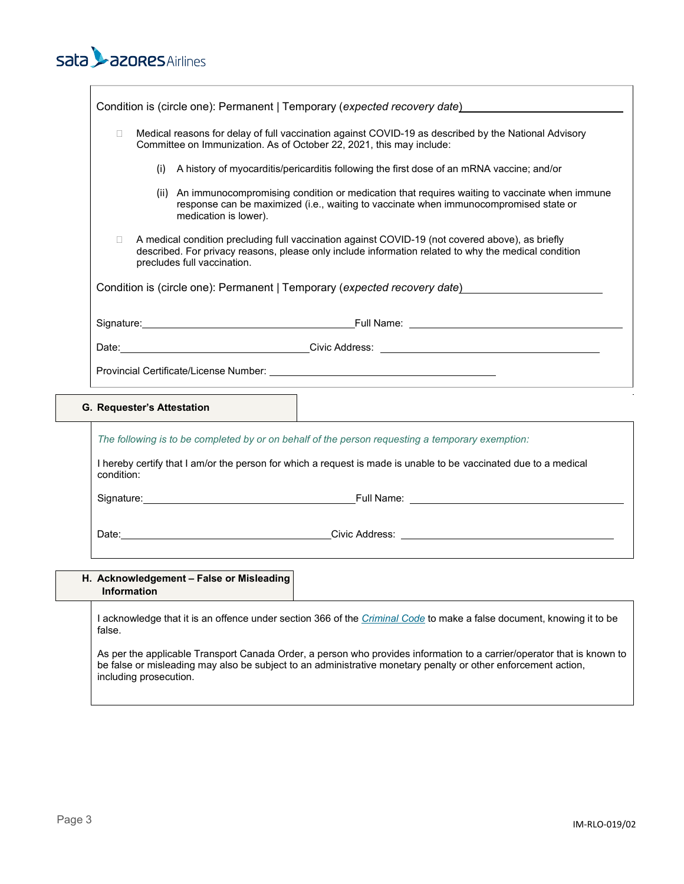Condition is (circle one): Permanent | Temporary (*expected recovery date*)\_\_\_\_\_\_\_\_\_\_\_\_\_\_\_\_\_\_\_\_\_\_\_\_\_\_\_\_

- ☐ Medical reasons for delay of full vaccination against COVID-19 as described by the National Advisory Committee on Immunization. As of October 22, 2021, this may include:

  (i) A history of myocarditis/pericarditis following the first dose of an mRNA vaccine; and/or

  (ii) An immunocompromising condition or medication that requires waiting to vaccinate when immune response can be maximized (i.e., waiting to vaccinate when immunocompromised state or medication is lower).

- ☐ A medical condition precluding full vaccination against COVID-19 (not covered above), as briefly described. For privacy reasons, please only include information related to why the medical condition precludes full vaccination.

Condition is (circle one): Permanent | Temporary (*expected recovery date*)\_\_\_\_\_\_\_\_\_\_\_\_\_\_\_\_\_\_\_\_\_\_\_\_\_\_\_\_

Signature:\_\_\_\_\_\_\_\_\_\_\_\_\_\_\_\_\_\_\_\_\_\_\_\_\_\_\_\_\_\_\_\_ Full Name: \_\_\_\_\_\_\_\_\_\_\_\_\_\_\_\_\_\_\_\_\_\_\_\_\_\_\_\_\_\_\_\_

Date:\_\_\_\_\_\_\_\_\_\_\_\_\_\_\_\_\_\_\_\_\_\_\_\_\_\_\_\_\_\_\_\_ Civic Address: \_\_\_\_\_\_\_\_\_\_\_\_\_\_\_\_\_\_\_\_\_\_\_\_\_\_\_\_\_\_\_\_

Provincial Certificate/License Number: \_\_\_\_\_\_\_\_\_\_\_\_\_\_\_\_\_\_\_\_\_\_\_\_\_\_\_\_\_\_\_\_

## G. Requester's Attestation

*The following is to be completed by or on behalf of the person requesting a temporary exemption:*

I hereby certify that I am/or the person for which a request is made is unable to be vaccinated due to a medical condition:

Signature:\_\_\_\_\_\_\_\_\_\_\_\_\_\_\_\_\_\_\_\_\_\_\_\_\_\_\_\_\_\_\_\_ Full Name: \_\_\_\_\_\_\_\_\_\_\_\_\_\_\_\_\_\_\_\_\_\_\_\_\_\_\_\_\_\_\_\_

Date:\_\_\_\_\_\_\_\_\_\_\_\_\_\_\_\_\_\_\_\_\_\_\_\_\_\_\_\_\_\_\_\_ Civic Address: \_\_\_\_\_\_\_\_\_\_\_\_\_\_\_\_\_\_\_\_\_\_\_\_\_\_\_\_\_\_\_\_

## H. Acknowledgement – False or Misleading Information

I acknowledge that it is an offence under section 366 of the *Criminal Code* to make a false document, knowing it to be false.

As per the applicable Transport Canada Order, a person who provides information to a carrier/operator that is known to be false or misleading may also be subject to an administrative monetary penalty or other enforcement action, including prosecution.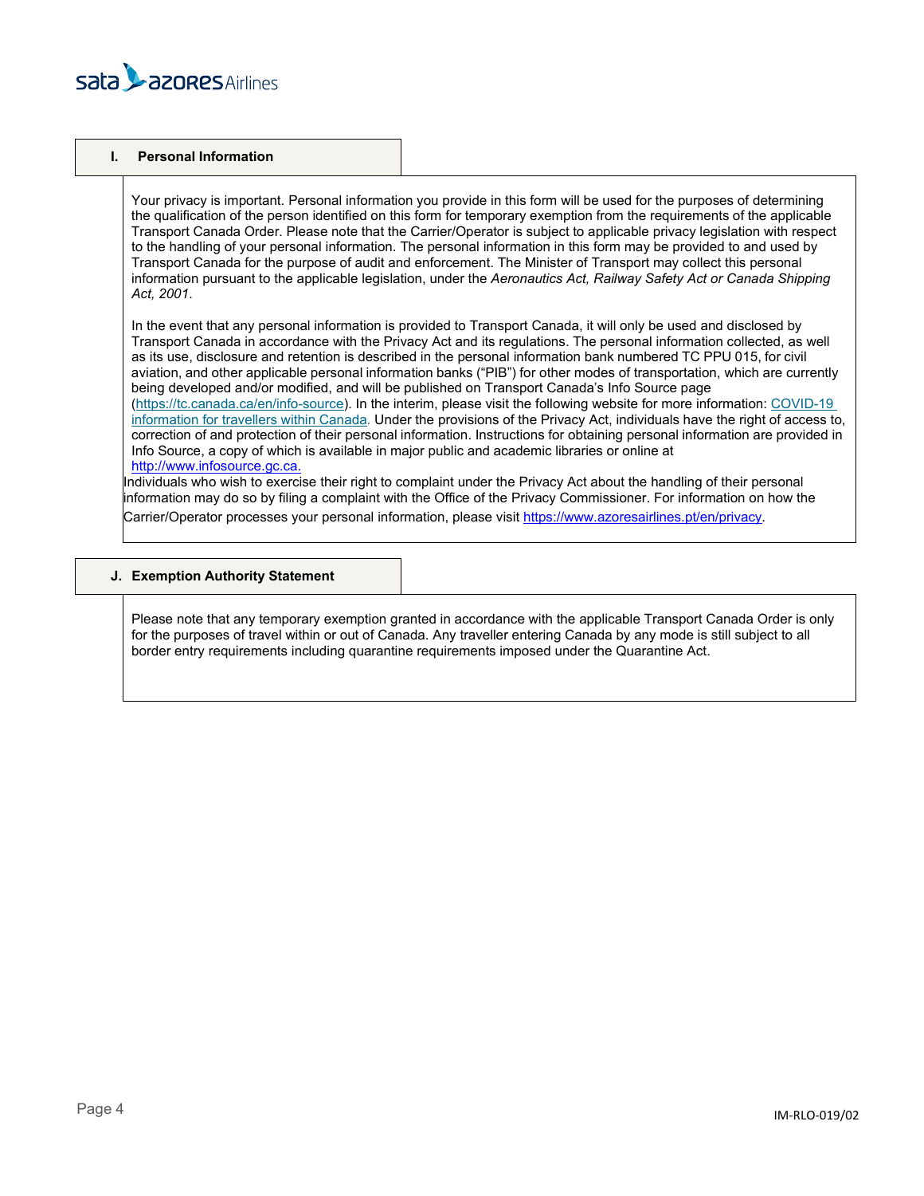## I. Personal Information

Your privacy is important. Personal information you provide in this form will be used for the purposes of determining the qualification of the person identified on this form for temporary exemption from the requirements of the applicable Transport Canada Order. Please note that the Carrier/Operator is subject to applicable privacy legislation with respect to the handling of your personal information. The personal information in this form may be provided to and used by Transport Canada for the purpose of audit and enforcement. The Minister of Transport may collect this personal information pursuant to the applicable legislation, under the *Aeronautics Act, Railway Safety Act or Canada Shipping Act, 2001*.

In the event that any personal information is provided to Transport Canada, it will only be used and disclosed by Transport Canada in accordance with the Privacy Act and its regulations. The personal information collected, as well as its use, disclosure and retention is described in the personal information bank numbered TC PPU 015, for civil aviation, and other applicable personal information banks ("PIB") for other modes of transportation, which are currently being developed and/or modified, and will be published on Transport Canada's Info Source page (https://tc.canada.ca/en/info-source). In the interim, please visit the following website for more information: COVID-19 information for travellers within Canada. Under the provisions of the Privacy Act, individuals have the right of access to, correction of and protection of their personal information. Instructions for obtaining personal information are provided in Info Source, a copy of which is available in major public and academic libraries or online at http://www.infosource.gc.ca.

Individuals who wish to exercise their right to complaint under the Privacy Act about the handling of their personal information may do so by filing a complaint with the Office of the Privacy Commissioner. For information on how the Carrier/Operator processes your personal information, please visit https://www.azoresairlines.pt/en/privacy.

## J. Exemption Authority Statement

Please note that any temporary exemption granted in accordance with the applicable Transport Canada Order is only for the purposes of travel within or out of Canada. Any traveller entering Canada by any mode is still subject to all border entry requirements including quarantine requirements imposed under the Quarantine Act.